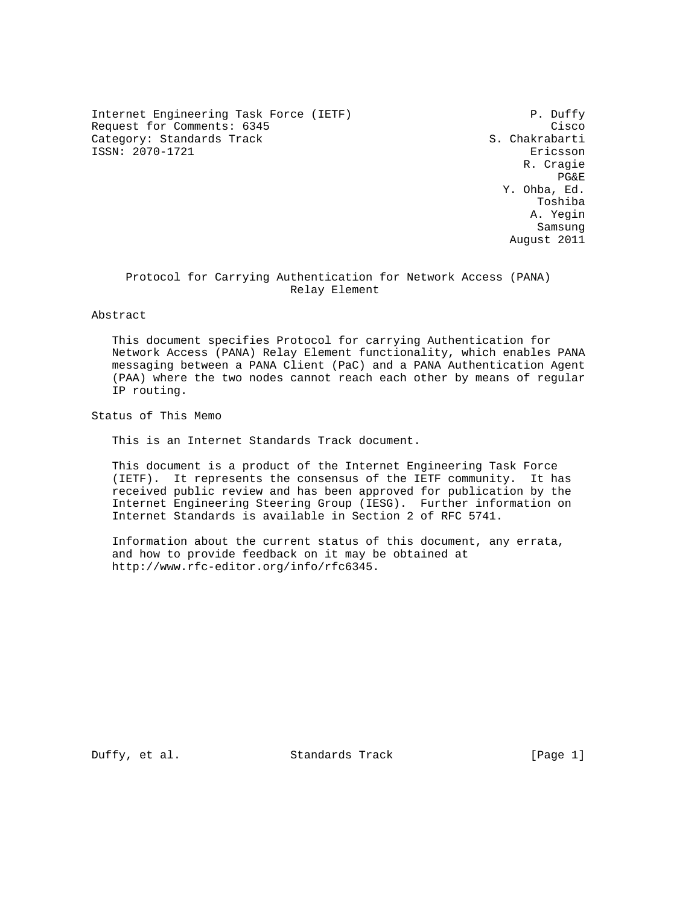Internet Engineering Task Force (IETF) P. Duffy
Request for Comments: 6345 Cisco
Category: Standards Track S. Chakrabarti
ISSN: 2070-1721 Ericsson
R. Cragie
PG&E
Y. Ohba, Ed.
Toshiba
A. Yegin
Samsung
August 2011

# Protocol for Carrying Authentication for Network Access (PANA) Relay Element

## Abstract

This document specifies Protocol for carrying Authentication for Network Access (PANA) Relay Element functionality, which enables PANA messaging between a PANA Client (PaC) and a PANA Authentication Agent (PAA) where the two nodes cannot reach each other by means of regular IP routing.

## Status of This Memo

This is an Internet Standards Track document.

This document is a product of the Internet Engineering Task Force (IETF). It represents the consensus of the IETF community. It has received public review and has been approved for publication by the Internet Engineering Steering Group (IESG). Further information on Internet Standards is available in Section 2 of RFC 5741.

Information about the current status of this document, any errata, and how to provide feedback on it may be obtained at http://www.rfc-editor.org/info/rfc6345.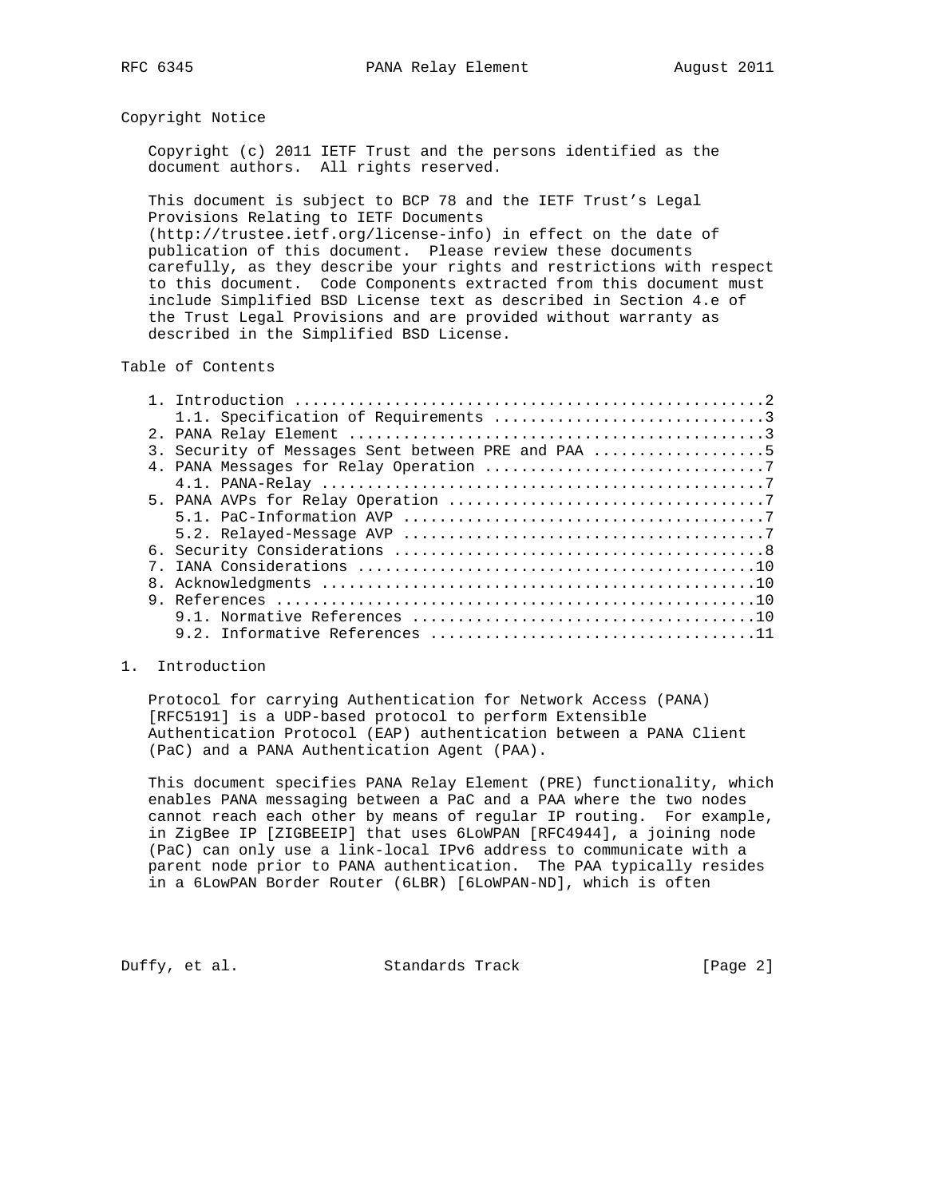## Copyright Notice

Copyright (c) 2011 IETF Trust and the persons identified as the document authors. All rights reserved.

This document is subject to BCP 78 and the IETF Trust's Legal Provisions Relating to IETF Documents (http://trustee.ietf.org/license-info) in effect on the date of publication of this document. Please review these documents carefully, as they describe your rights and restrictions with respect to this document. Code Components extracted from this document must include Simplified BSD License text as described in Section 4.e of the Trust Legal Provisions and are provided without warranty as described in the Simplified BSD License.

## Table of Contents

```
   1. Introduction ....................................................2
      1.1. Specification of Requirements ..............................3
   2. PANA Relay Element ..............................................3
   3. Security of Messages Sent between PRE and PAA ...................5
   4. PANA Messages for Relay Operation ...............................7
      4.1. PANA-Relay .................................................7
   5. PANA AVPs for Relay Operation ...................................7
      5.1. PaC-Information AVP ........................................7
      5.2. Relayed-Message AVP ........................................7
   6. Security Considerations .........................................8
   7. IANA Considerations ............................................10
   8. Acknowledgments ................................................10
   9. References .....................................................10
      9.1. Normative References ......................................10
      9.2. Informative References ....................................11
```

## 1. Introduction

Protocol for carrying Authentication for Network Access (PANA) [RFC5191] is a UDP-based protocol to perform Extensible Authentication Protocol (EAP) authentication between a PANA Client (PaC) and a PANA Authentication Agent (PAA).

This document specifies PANA Relay Element (PRE) functionality, which enables PANA messaging between a PaC and a PAA where the two nodes cannot reach each other by means of regular IP routing. For example, in ZigBee IP [ZIGBEEIP] that uses 6LoWPAN [RFC4944], a joining node (PaC) can only use a link-local IPv6 address to communicate with a parent node prior to PANA authentication. The PAA typically resides in a 6LowPAN Border Router (6LBR) [6LoWPAN-ND], which is often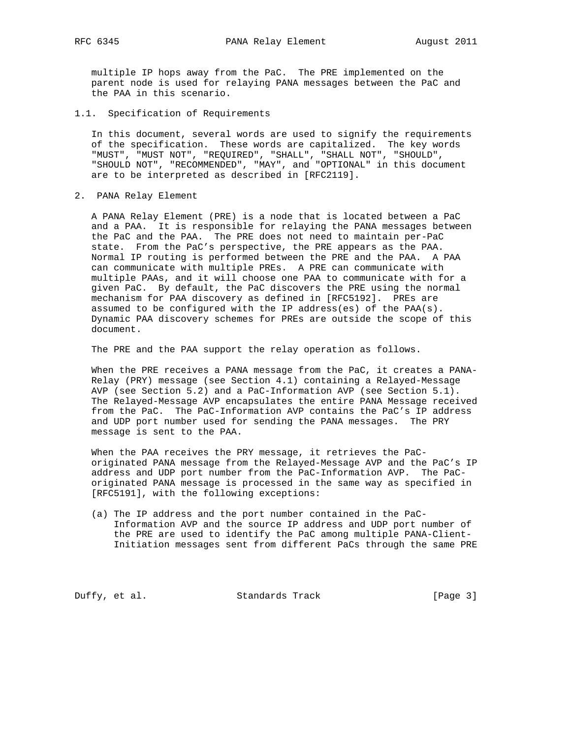multiple IP hops away from the PaC. The PRE implemented on the parent node is used for relaying PANA messages between the PaC and the PAA in this scenario.

### 1.1. Specification of Requirements

In this document, several words are used to signify the requirements of the specification. These words are capitalized. The key words "MUST", "MUST NOT", "REQUIRED", "SHALL", "SHALL NOT", "SHOULD", "SHOULD NOT", "RECOMMENDED", "MAY", and "OPTIONAL" in this document are to be interpreted as described in [RFC2119].

## 2. PANA Relay Element

A PANA Relay Element (PRE) is a node that is located between a PaC and a PAA. It is responsible for relaying the PANA messages between the PaC and the PAA. The PRE does not need to maintain per-PaC state. From the PaC's perspective, the PRE appears as the PAA. Normal IP routing is performed between the PRE and the PAA. A PAA can communicate with multiple PREs. A PRE can communicate with multiple PAAs, and it will choose one PAA to communicate with for a given PaC. By default, the PaC discovers the PRE using the normal mechanism for PAA discovery as defined in [RFC5192]. PREs are assumed to be configured with the IP address(es) of the PAA(s). Dynamic PAA discovery schemes for PREs are outside the scope of this document.

The PRE and the PAA support the relay operation as follows.

When the PRE receives a PANA message from the PaC, it creates a PANA-Relay (PRY) message (see Section 4.1) containing a Relayed-Message AVP (see Section 5.2) and a PaC-Information AVP (see Section 5.1). The Relayed-Message AVP encapsulates the entire PANA Message received from the PaC. The PaC-Information AVP contains the PaC's IP address and UDP port number used for sending the PANA messages. The PRY message is sent to the PAA.

When the PAA receives the PRY message, it retrieves the PaC-originated PANA message from the Relayed-Message AVP and the PaC's IP address and UDP port number from the PaC-Information AVP. The PaC-originated PANA message is processed in the same way as specified in [RFC5191], with the following exceptions:

(a) The IP address and the port number contained in the PaC-Information AVP and the source IP address and UDP port number of the PRE are used to identify the PaC among multiple PANA-Client-Initiation messages sent from different PaCs through the same PRE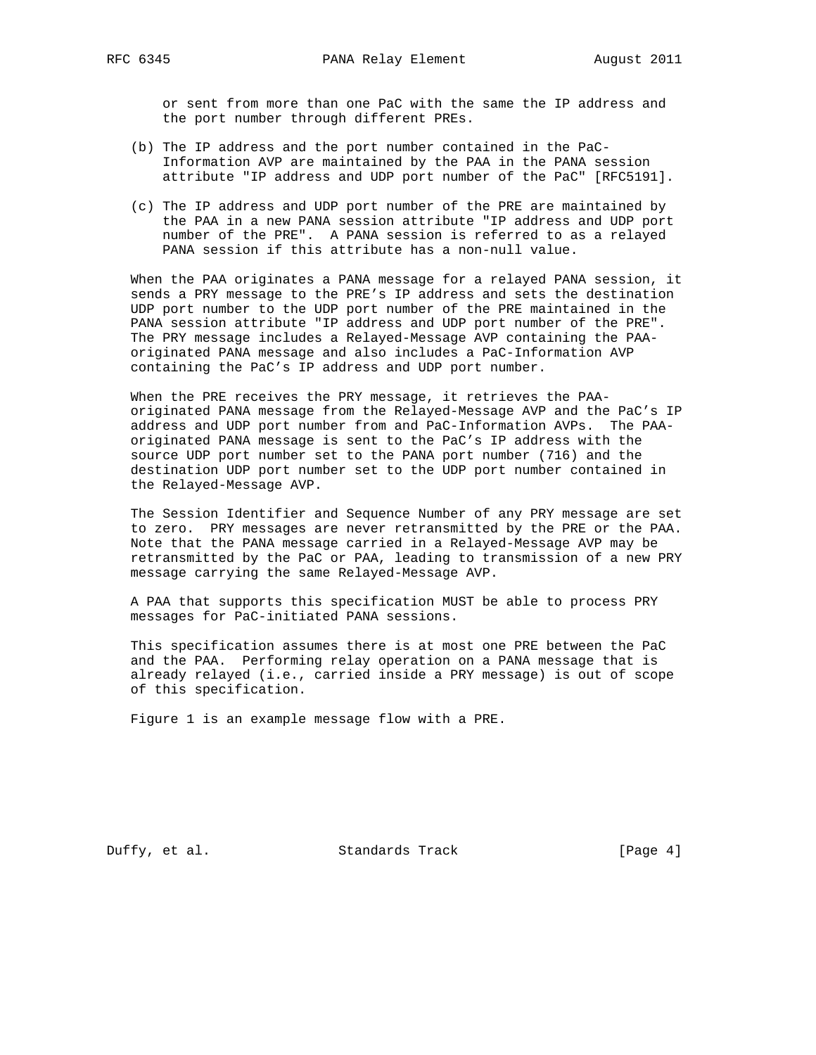or sent from more than one PaC with the same the IP address and the port number through different PREs.

(b) The IP address and the port number contained in the PaC-Information AVP are maintained by the PAA in the PANA session attribute "IP address and UDP port number of the PaC" [RFC5191].

(c) The IP address and UDP port number of the PRE are maintained by the PAA in a new PANA session attribute "IP address and UDP port number of the PRE". A PANA session is referred to as a relayed PANA session if this attribute has a non-null value.

When the PAA originates a PANA message for a relayed PANA session, it sends a PRY message to the PRE's IP address and sets the destination UDP port number to the UDP port number of the PRE maintained in the PANA session attribute "IP address and UDP port number of the PRE". The PRY message includes a Relayed-Message AVP containing the PAA-originated PANA message and also includes a PaC-Information AVP containing the PaC's IP address and UDP port number.

When the PRE receives the PRY message, it retrieves the PAA-originated PANA message from the Relayed-Message AVP and the PaC's IP address and UDP port number from and PaC-Information AVPs. The PAA-originated PANA message is sent to the PaC's IP address with the source UDP port number set to the PANA port number (716) and the destination UDP port number set to the UDP port number contained in the Relayed-Message AVP.

The Session Identifier and Sequence Number of any PRY message are set to zero. PRY messages are never retransmitted by the PRE or the PAA. Note that the PANA message carried in a Relayed-Message AVP may be retransmitted by the PaC or PAA, leading to transmission of a new PRY message carrying the same Relayed-Message AVP.

A PAA that supports this specification MUST be able to process PRY messages for PaC-initiated PANA sessions.

This specification assumes there is at most one PRE between the PaC and the PAA. Performing relay operation on a PANA message that is already relayed (i.e., carried inside a PRY message) is out of scope of this specification.

Figure 1 is an example message flow with a PRE.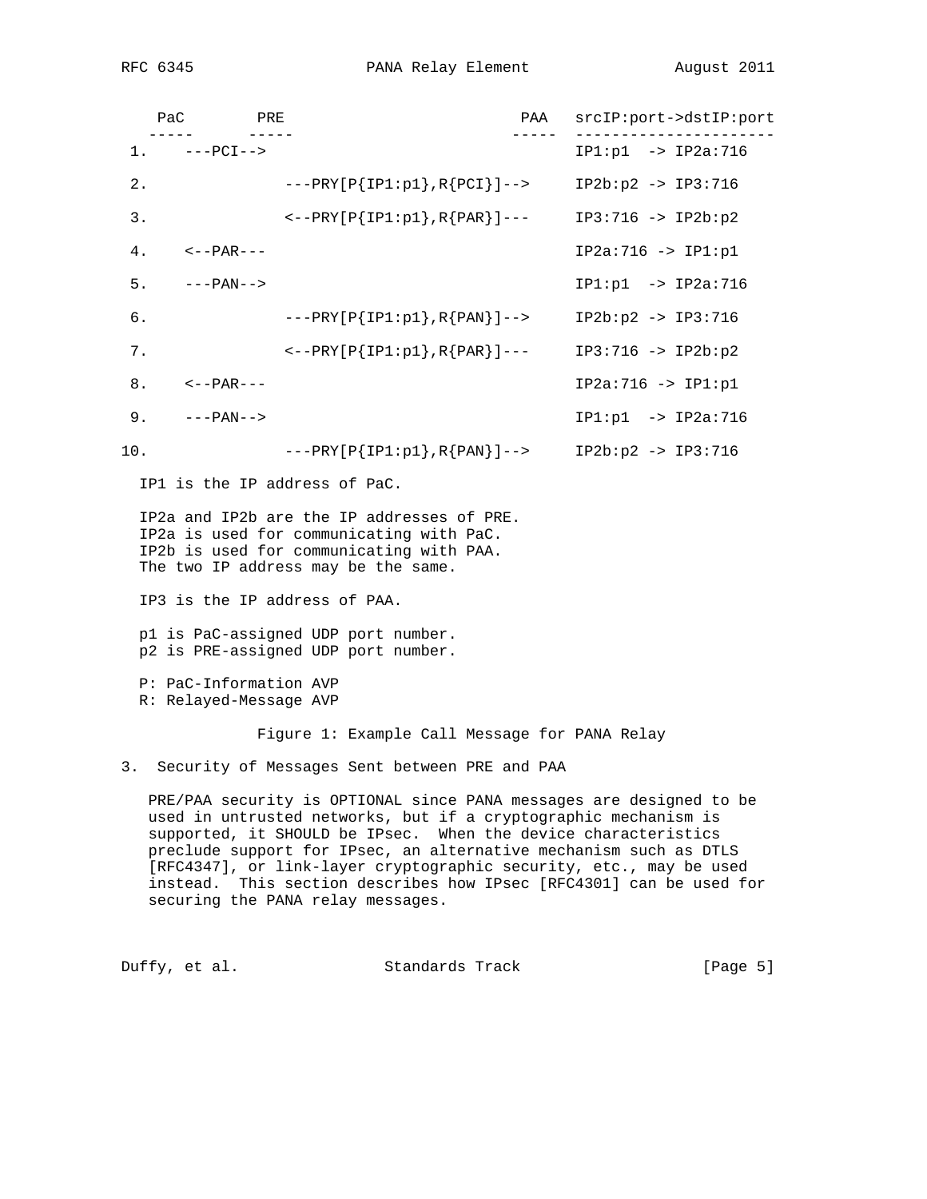```
    PaC        PRE                          PAA   srcIP:port->dstIP:port
   -----      -----                        -----  ----------------------
 1.    ---PCI-->                                  IP1:p1  -> IP2a:716

 2.              ---PRY[P{IP1:p1},R{PCI}]-->      IP2b:p2 -> IP3:716

 3.              <--PRY[P{IP1:p1},R{PAR}]---      IP3:716 -> IP2b:p2

 4.    <--PAR---                                  IP2a:716 -> IP1:p1

 5.    ---PAN-->                                  IP1:p1  -> IP2a:716

 6.              ---PRY[P{IP1:p1},R{PAN}]-->      IP2b:p2 -> IP3:716

 7.              <--PRY[P{IP1:p1},R{PAR}]---      IP3:716 -> IP2b:p2

 8.    <--PAR---                                  IP2a:716 -> IP1:p1

 9.    ---PAN-->                                  IP1:p1  -> IP2a:716

10.              ---PRY[P{IP1:p1},R{PAN}]-->      IP2b:p2 -> IP3:716

  IP1 is the IP address of PaC.

  IP2a and IP2b are the IP addresses of PRE.
  IP2a is used for communicating with PaC.
  IP2b is used for communicating with PAA.
  The two IP address may be the same.

  IP3 is the IP address of PAA.

  p1 is PaC-assigned UDP port number.
  p2 is PRE-assigned UDP port number.

  P: PaC-Information AVP
  R: Relayed-Message AVP
```

Figure 1: Example Call Message for PANA Relay

## 3. Security of Messages Sent between PRE and PAA

PRE/PAA security is OPTIONAL since PANA messages are designed to be used in untrusted networks, but if a cryptographic mechanism is supported, it SHOULD be IPsec. When the device characteristics preclude support for IPsec, an alternative mechanism such as DTLS [RFC4347], or link-layer cryptographic security, etc., may be used instead. This section describes how IPsec [RFC4301] can be used for securing the PANA relay messages.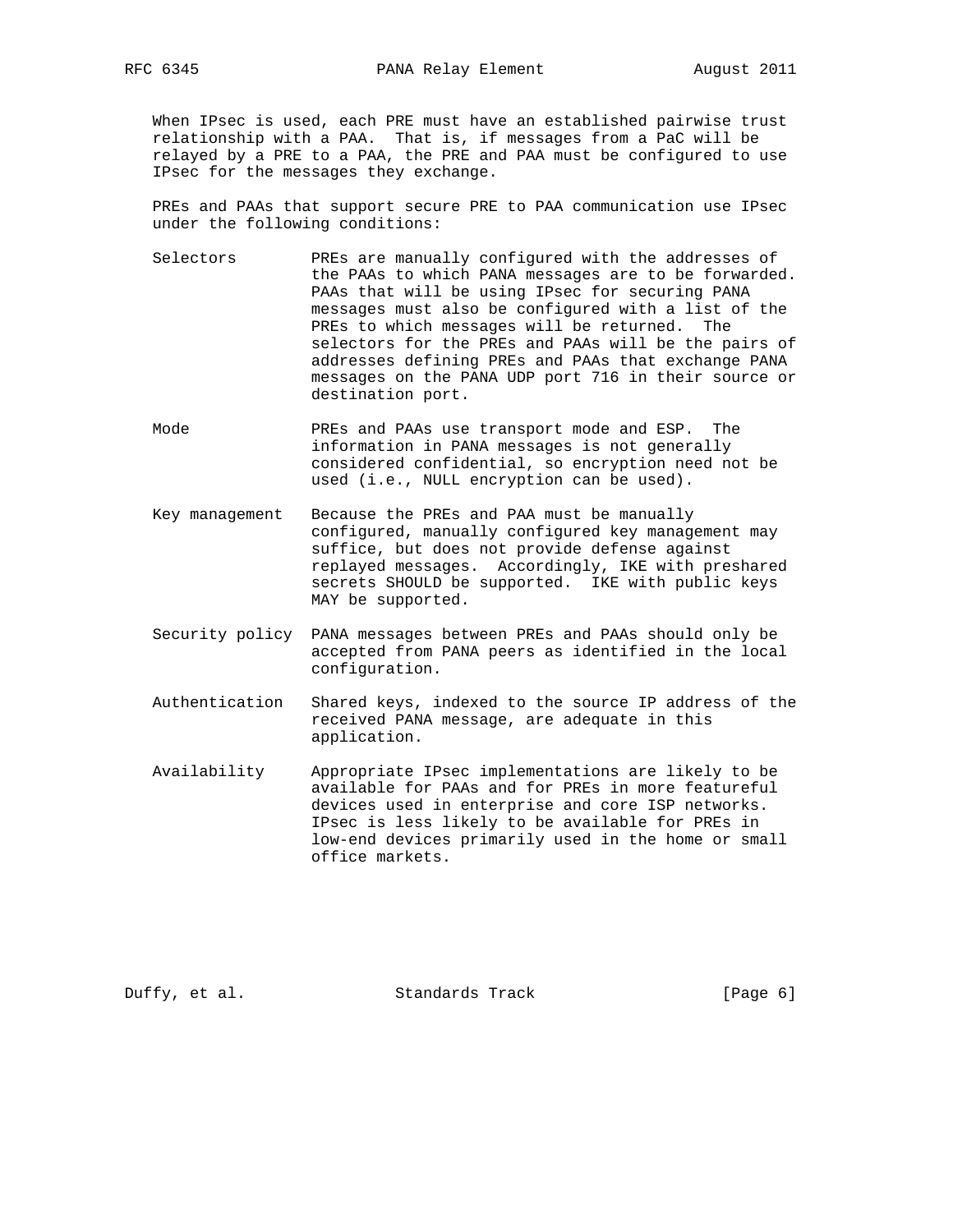When IPsec is used, each PRE must have an established pairwise trust relationship with a PAA. That is, if messages from a PaC will be relayed by a PRE to a PAA, the PRE and PAA must be configured to use IPsec for the messages they exchange.

PREs and PAAs that support secure PRE to PAA communication use IPsec under the following conditions:

Selectors
: PREs are manually configured with the addresses of the PAAs to which PANA messages are to be forwarded. PAAs that will be using IPsec for securing PANA messages must also be configured with a list of the PREs to which messages will be returned. The selectors for the PREs and PAAs will be the pairs of addresses defining PREs and PAAs that exchange PANA messages on the PANA UDP port 716 in their source or destination port.

Mode
: PREs and PAAs use transport mode and ESP. The information in PANA messages is not generally considered confidential, so encryption need not be used (i.e., NULL encryption can be used).

Key management
: Because the PREs and PAA must be manually configured, manually configured key management may suffice, but does not provide defense against replayed messages. Accordingly, IKE with preshared secrets SHOULD be supported. IKE with public keys MAY be supported.

Security policy
: PANA messages between PREs and PAAs should only be accepted from PANA peers as identified in the local configuration.

Authentication
: Shared keys, indexed to the source IP address of the received PANA message, are adequate in this application.

Availability
: Appropriate IPsec implementations are likely to be available for PAAs and for PREs in more featureful devices used in enterprise and core ISP networks. IPsec is less likely to be available for PREs in low-end devices primarily used in the home or small office markets.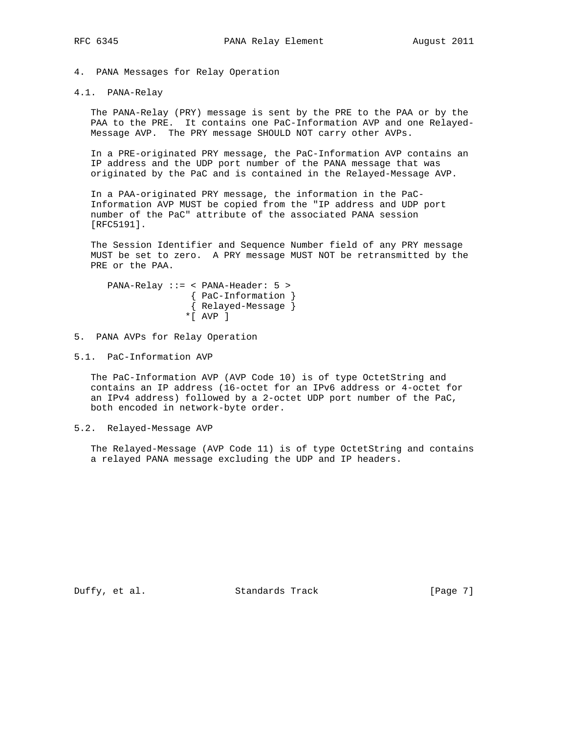## 4. PANA Messages for Relay Operation

### 4.1. PANA-Relay

The PANA-Relay (PRY) message is sent by the PRE to the PAA or by the PAA to the PRE. It contains one PaC-Information AVP and one Relayed-Message AVP. The PRY message SHOULD NOT carry other AVPs.

In a PRE-originated PRY message, the PaC-Information AVP contains an IP address and the UDP port number of the PANA message that was originated by the PaC and is contained in the Relayed-Message AVP.

In a PAA-originated PRY message, the information in the PaC-Information AVP MUST be copied from the "IP address and UDP port number of the PaC" attribute of the associated PANA session [RFC5191].

The Session Identifier and Sequence Number field of any PRY message MUST be set to zero. A PRY message MUST NOT be retransmitted by the PRE or the PAA.

```
PANA-Relay ::= < PANA-Header: 5 >
                { PaC-Information }
                { Relayed-Message }
               *[ AVP ]
```

## 5. PANA AVPs for Relay Operation

### 5.1. PaC-Information AVP

The PaC-Information AVP (AVP Code 10) is of type OctetString and contains an IP address (16-octet for an IPv6 address or 4-octet for an IPv4 address) followed by a 2-octet UDP port number of the PaC, both encoded in network-byte order.

### 5.2. Relayed-Message AVP

The Relayed-Message (AVP Code 11) is of type OctetString and contains a relayed PANA message excluding the UDP and IP headers.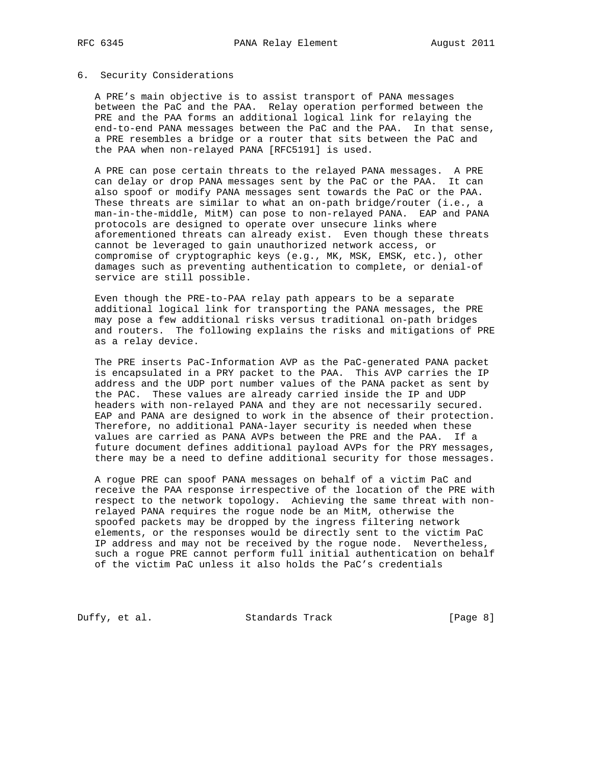## 6. Security Considerations

A PRE's main objective is to assist transport of PANA messages between the PaC and the PAA. Relay operation performed between the PRE and the PAA forms an additional logical link for relaying the end-to-end PANA messages between the PaC and the PAA. In that sense, a PRE resembles a bridge or a router that sits between the PaC and the PAA when non-relayed PANA [RFC5191] is used.

A PRE can pose certain threats to the relayed PANA messages. A PRE can delay or drop PANA messages sent by the PaC or the PAA. It can also spoof or modify PANA messages sent towards the PaC or the PAA. These threats are similar to what an on-path bridge/router (i.e., a man-in-the-middle, MitM) can pose to non-relayed PANA. EAP and PANA protocols are designed to operate over unsecure links where aforementioned threats can already exist. Even though these threats cannot be leveraged to gain unauthorized network access, or compromise of cryptographic keys (e.g., MK, MSK, EMSK, etc.), other damages such as preventing authentication to complete, or denial-of service are still possible.

Even though the PRE-to-PAA relay path appears to be a separate additional logical link for transporting the PANA messages, the PRE may pose a few additional risks versus traditional on-path bridges and routers. The following explains the risks and mitigations of PRE as a relay device.

The PRE inserts PaC-Information AVP as the PaC-generated PANA packet is encapsulated in a PRY packet to the PAA. This AVP carries the IP address and the UDP port number values of the PANA packet as sent by the PAC. These values are already carried inside the IP and UDP headers with non-relayed PANA and they are not necessarily secured. EAP and PANA are designed to work in the absence of their protection. Therefore, no additional PANA-layer security is needed when these values are carried as PANA AVPs between the PRE and the PAA. If a future document defines additional payload AVPs for the PRY messages, there may be a need to define additional security for those messages.

A rogue PRE can spoof PANA messages on behalf of a victim PaC and receive the PAA response irrespective of the location of the PRE with respect to the network topology. Achieving the same threat with non-relayed PANA requires the rogue node be an MitM, otherwise the spoofed packets may be dropped by the ingress filtering network elements, or the responses would be directly sent to the victim PaC IP address and may not be received by the rogue node. Nevertheless, such a rogue PRE cannot perform full initial authentication on behalf of the victim PaC unless it also holds the PaC's credentials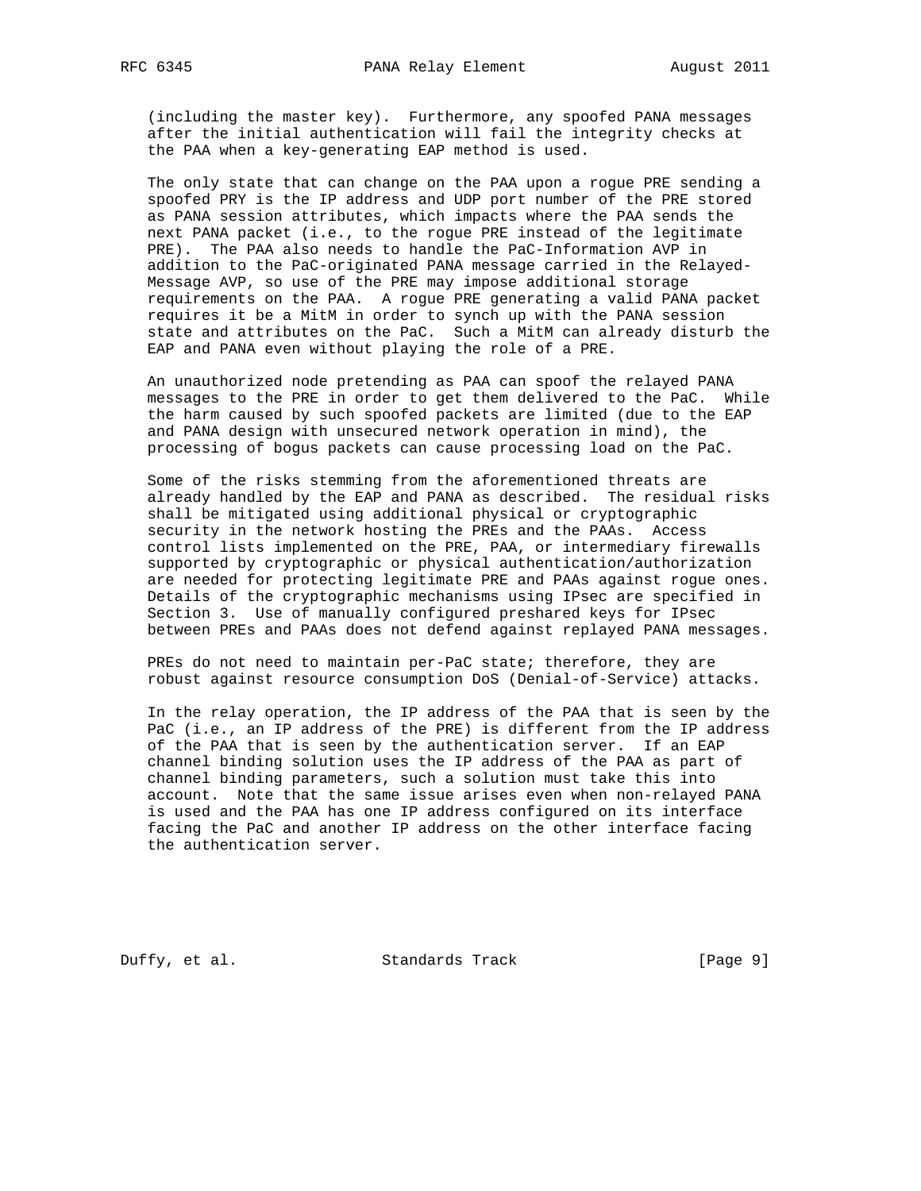(including the master key). Furthermore, any spoofed PANA messages after the initial authentication will fail the integrity checks at the PAA when a key-generating EAP method is used.

The only state that can change on the PAA upon a rogue PRE sending a spoofed PRY is the IP address and UDP port number of the PRE stored as PANA session attributes, which impacts where the PAA sends the next PANA packet (i.e., to the rogue PRE instead of the legitimate PRE). The PAA also needs to handle the PaC-Information AVP in addition to the PaC-originated PANA message carried in the Relayed-Message AVP, so use of the PRE may impose additional storage requirements on the PAA. A rogue PRE generating a valid PANA packet requires it be a MitM in order to synch up with the PANA session state and attributes on the PaC. Such a MitM can already disturb the EAP and PANA even without playing the role of a PRE.

An unauthorized node pretending as PAA can spoof the relayed PANA messages to the PRE in order to get them delivered to the PaC. While the harm caused by such spoofed packets are limited (due to the EAP and PANA design with unsecured network operation in mind), the processing of bogus packets can cause processing load on the PaC.

Some of the risks stemming from the aforementioned threats are already handled by the EAP and PANA as described. The residual risks shall be mitigated using additional physical or cryptographic security in the network hosting the PREs and the PAAs. Access control lists implemented on the PRE, PAA, or intermediary firewalls supported by cryptographic or physical authentication/authorization are needed for protecting legitimate PRE and PAAs against rogue ones. Details of the cryptographic mechanisms using IPsec are specified in Section 3. Use of manually configured preshared keys for IPsec between PREs and PAAs does not defend against replayed PANA messages.

PREs do not need to maintain per-PaC state; therefore, they are robust against resource consumption DoS (Denial-of-Service) attacks.

In the relay operation, the IP address of the PAA that is seen by the PaC (i.e., an IP address of the PRE) is different from the IP address of the PAA that is seen by the authentication server. If an EAP channel binding solution uses the IP address of the PAA as part of channel binding parameters, such a solution must take this into account. Note that the same issue arises even when non-relayed PANA is used and the PAA has one IP address configured on its interface facing the PaC and another IP address on the other interface facing the authentication server.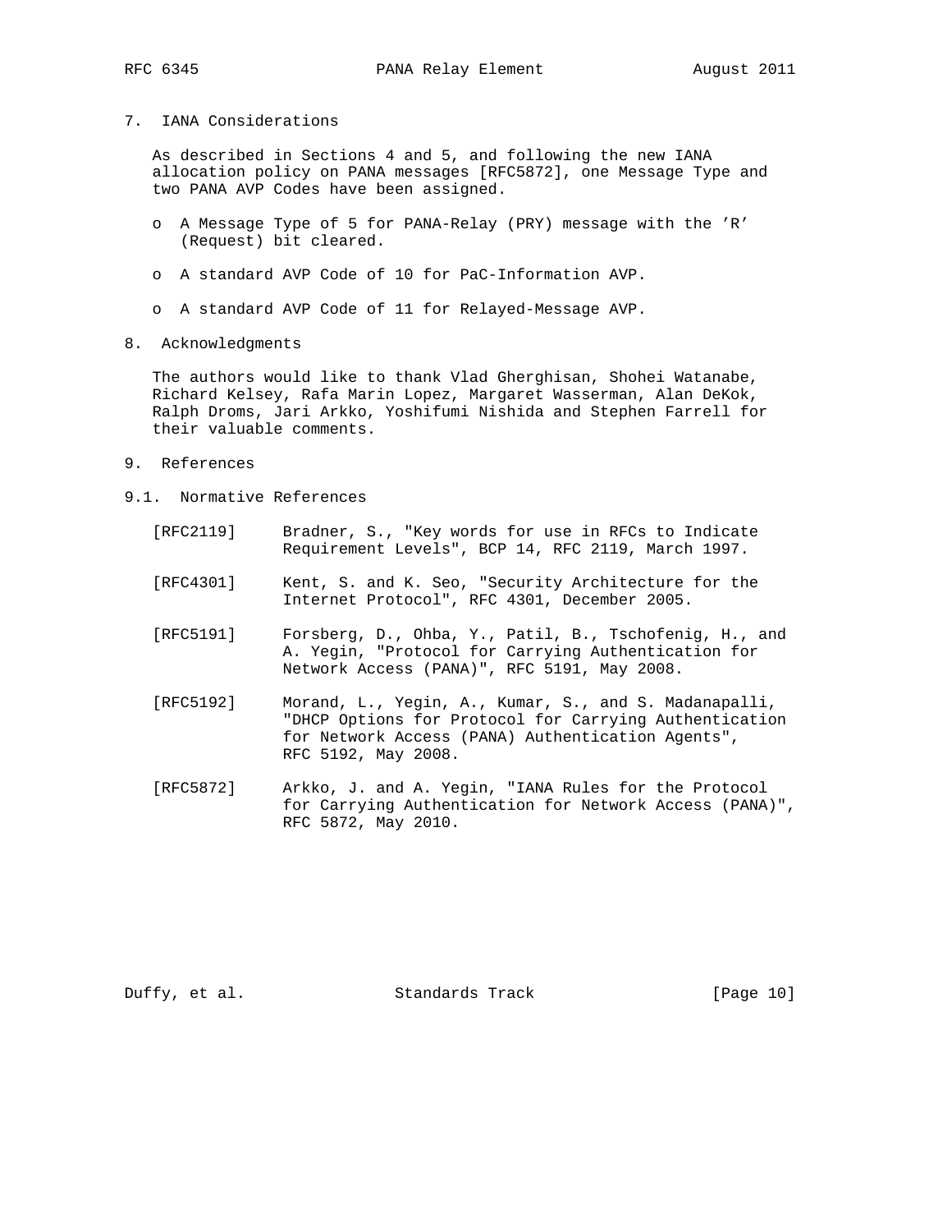## 7. IANA Considerations

As described in Sections 4 and 5, and following the new IANA allocation policy on PANA messages [RFC5872], one Message Type and two PANA AVP Codes have been assigned.

- A Message Type of 5 for PANA-Relay (PRY) message with the 'R' (Request) bit cleared.
- A standard AVP Code of 10 for PaC-Information AVP.
- A standard AVP Code of 11 for Relayed-Message AVP.

## 8. Acknowledgments

The authors would like to thank Vlad Gherghisan, Shohei Watanabe, Richard Kelsey, Rafa Marin Lopez, Margaret Wasserman, Alan DeKok, Ralph Droms, Jari Arkko, Yoshifumi Nishida and Stephen Farrell for their valuable comments.

## 9. References

### 9.1. Normative References

[RFC2119] Bradner, S., "Key words for use in RFCs to Indicate Requirement Levels", BCP 14, RFC 2119, March 1997.

[RFC4301] Kent, S. and K. Seo, "Security Architecture for the Internet Protocol", RFC 4301, December 2005.

[RFC5191] Forsberg, D., Ohba, Y., Patil, B., Tschofenig, H., and A. Yegin, "Protocol for Carrying Authentication for Network Access (PANA)", RFC 5191, May 2008.

[RFC5192] Morand, L., Yegin, A., Kumar, S., and S. Madanapalli, "DHCP Options for Protocol for Carrying Authentication for Network Access (PANA) Authentication Agents", RFC 5192, May 2008.

[RFC5872] Arkko, J. and A. Yegin, "IANA Rules for the Protocol for Carrying Authentication for Network Access (PANA)", RFC 5872, May 2010.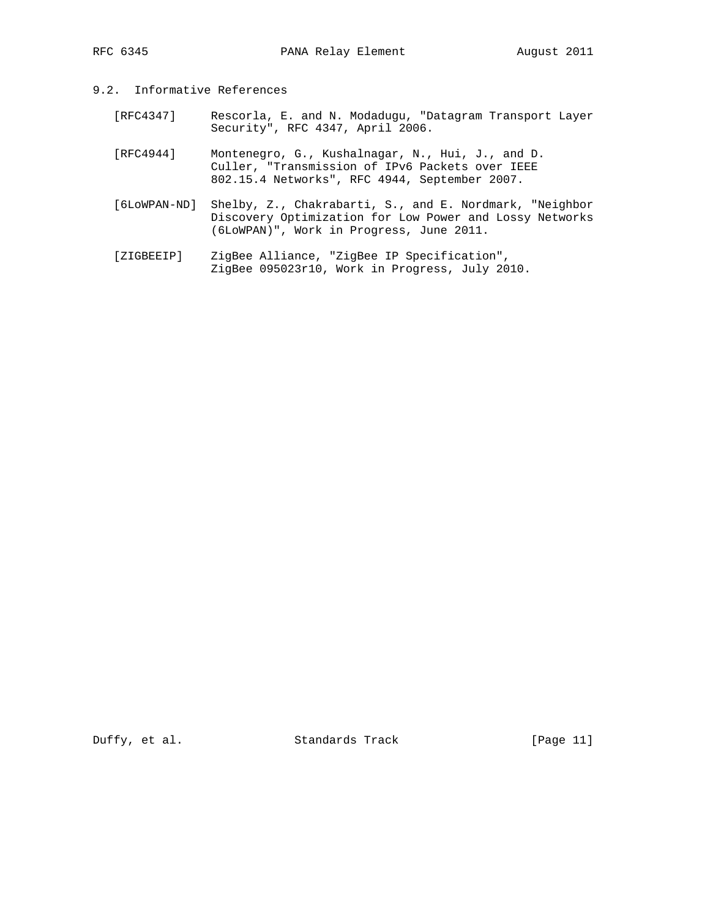## 9.2. Informative References

[RFC4347] Rescorla, E. and N. Modadugu, "Datagram Transport Layer Security", RFC 4347, April 2006.

[RFC4944] Montenegro, G., Kushalnagar, N., Hui, J., and D. Culler, "Transmission of IPv6 Packets over IEEE 802.15.4 Networks", RFC 4944, September 2007.

[6LoWPAN-ND] Shelby, Z., Chakrabarti, S., and E. Nordmark, "Neighbor Discovery Optimization for Low Power and Lossy Networks (6LoWPAN)", Work in Progress, June 2011.

[ZIGBEEIP] ZigBee Alliance, "ZigBee IP Specification", ZigBee 095023r10, Work in Progress, July 2010.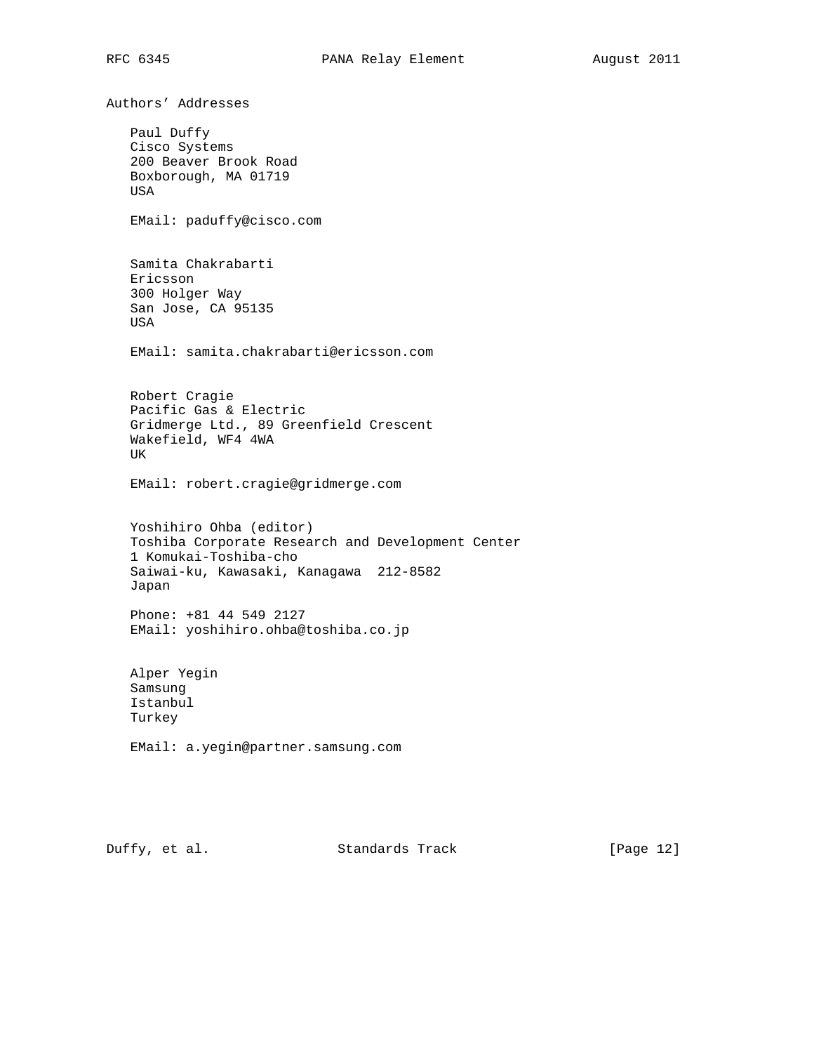## Authors' Addresses

Paul Duffy
Cisco Systems
200 Beaver Brook Road
Boxborough, MA 01719
USA

EMail: paduffy@cisco.com

Samita Chakrabarti
Ericsson
300 Holger Way
San Jose, CA 95135
USA

EMail: samita.chakrabarti@ericsson.com

Robert Cragie
Pacific Gas & Electric
Gridmerge Ltd., 89 Greenfield Crescent
Wakefield, WF4 4WA
UK

EMail: robert.cragie@gridmerge.com

Yoshihiro Ohba (editor)
Toshiba Corporate Research and Development Center
1 Komukai-Toshiba-cho
Saiwai-ku, Kawasaki, Kanagawa  212-8582
Japan

Phone: +81 44 549 2127
EMail: yoshihiro.ohba@toshiba.co.jp

Alper Yegin
Samsung
Istanbul
Turkey

EMail: a.yegin@partner.samsung.com